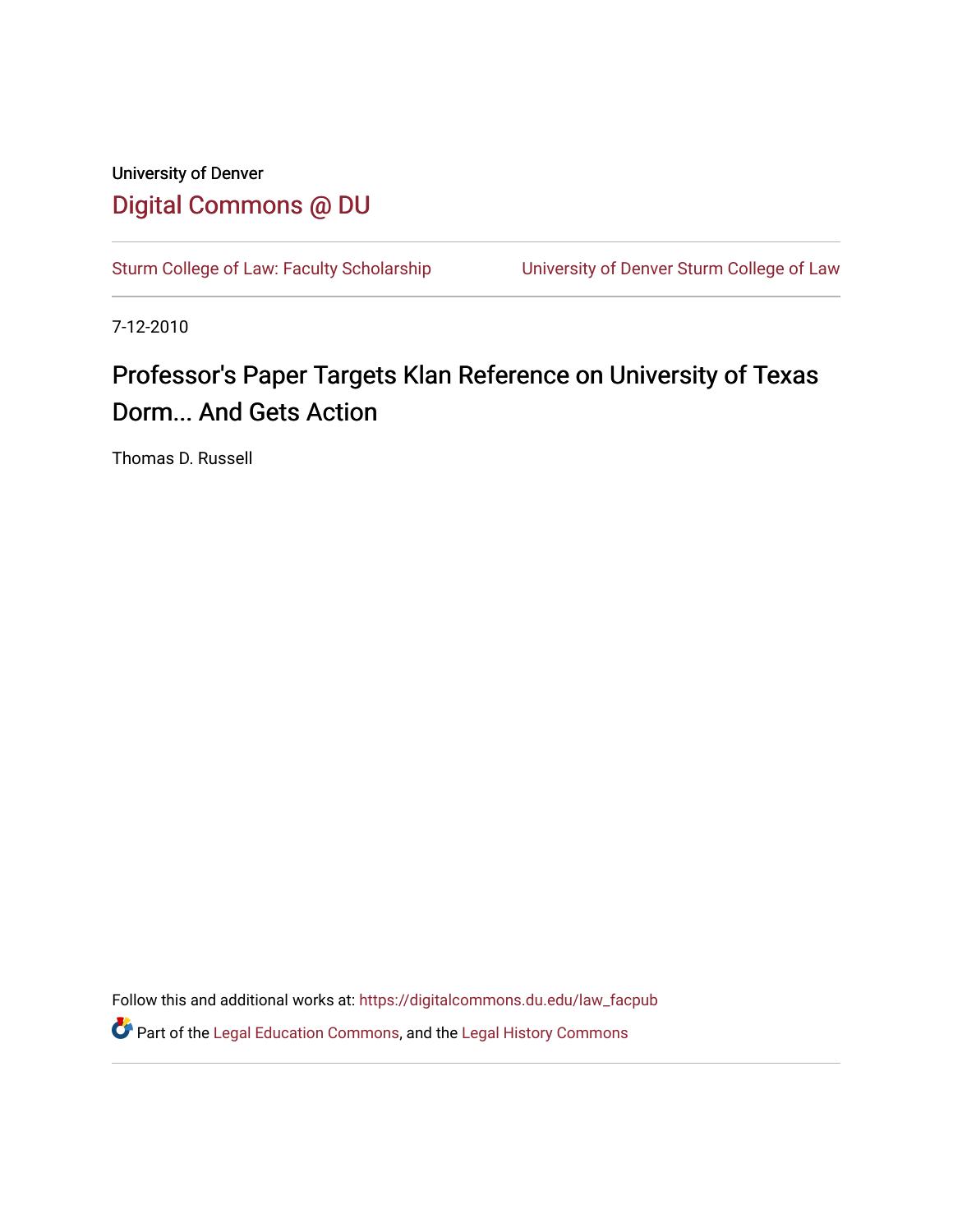University of Denver

# Digital Commons @ DU

Sturm College of Law: Faculty Scholarship | University of Denver Sturm College of Law

7-12-2010

## Professor's Paper Targets Klan Reference on University of Texas Dorm... And Gets Action

Thomas D. Russell

Follow this and additional works at: https://digitalcommons.du.edu/law_facpub

Part of the Legal Education Commons, and the Legal History Commons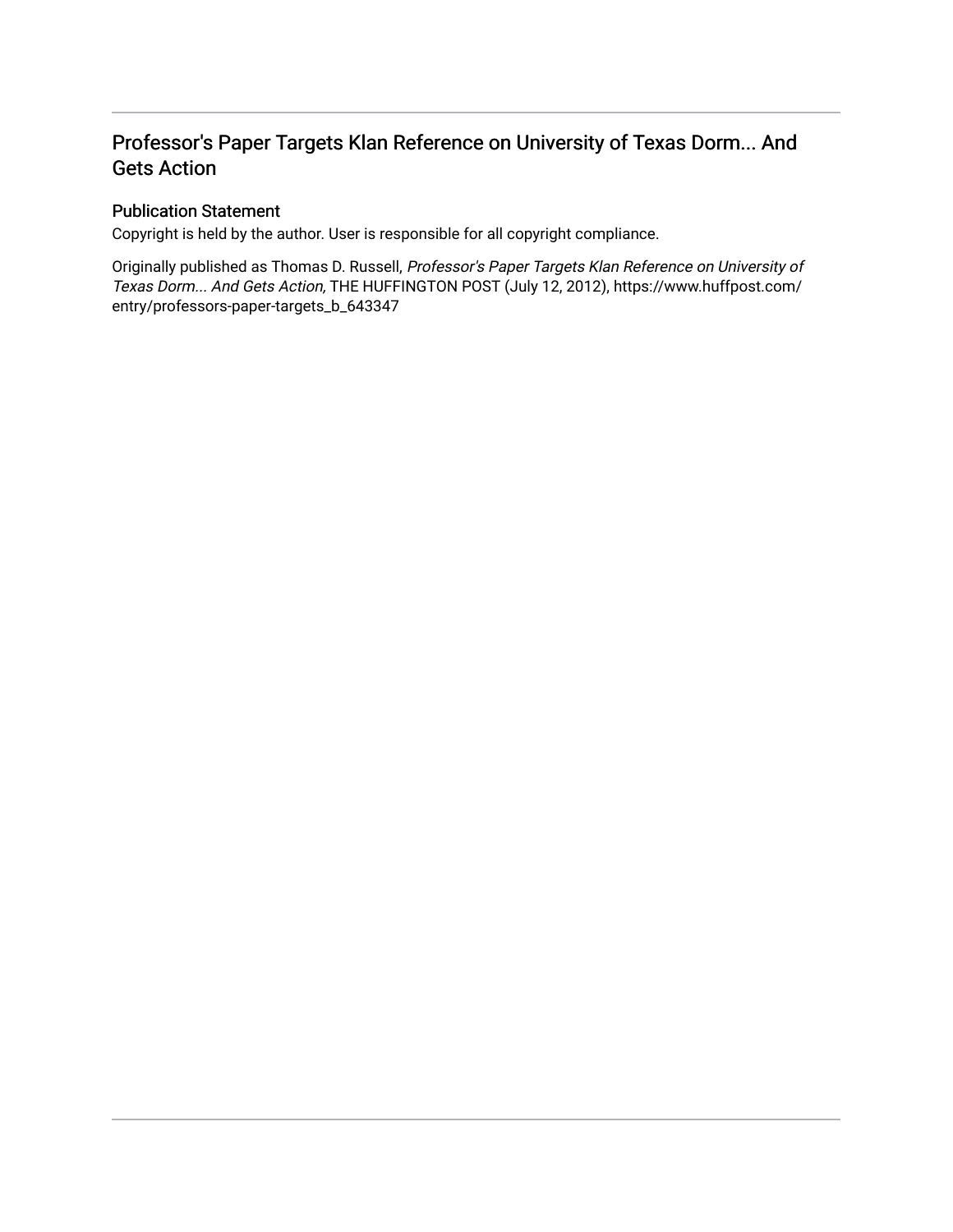## Professor's Paper Targets Klan Reference on University of Texas Dorm... And Gets Action

### Publication Statement

Copyright is held by the author. User is responsible for all copyright compliance.

Originally published as Thomas D. Russell, *Professor's Paper Targets Klan Reference on University of Texas Dorm... And Gets Action,* THE HUFFINGTON POST (July 12, 2012), https://www.huffpost.com/entry/professors-paper-targets_b_643347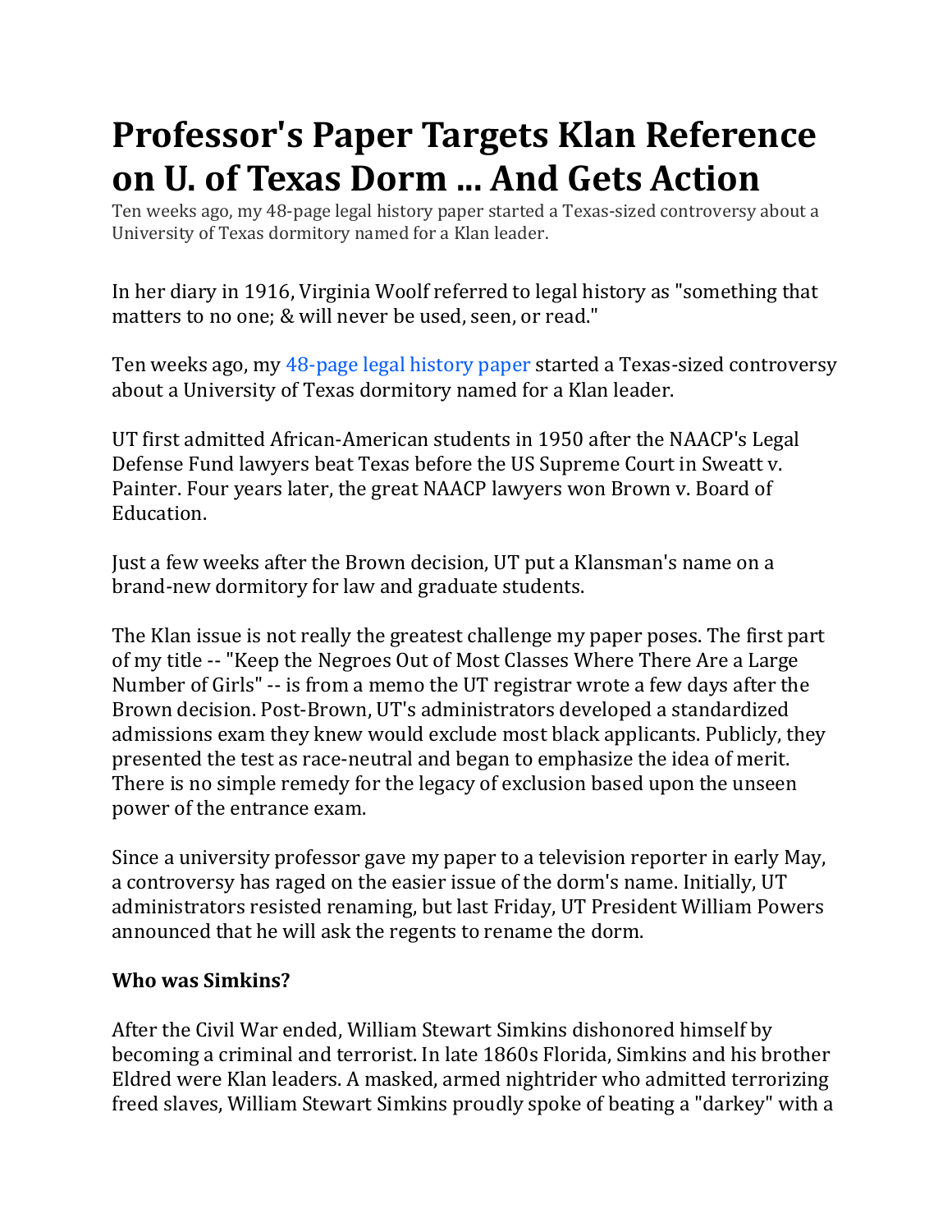# Professor's Paper Targets Klan Reference on U. of Texas Dorm ... And Gets Action

Ten weeks ago, my 48-page legal history paper started a Texas-sized controversy about a University of Texas dormitory named for a Klan leader.

In her diary in 1916, Virginia Woolf referred to legal history as "something that matters to no one; & will never be used, seen, or read."

Ten weeks ago, my 48-page legal history paper started a Texas-sized controversy about a University of Texas dormitory named for a Klan leader.

UT first admitted African-American students in 1950 after the NAACP's Legal Defense Fund lawyers beat Texas before the US Supreme Court in Sweatt v. Painter. Four years later, the great NAACP lawyers won Brown v. Board of Education.

Just a few weeks after the Brown decision, UT put a Klansman's name on a brand-new dormitory for law and graduate students.

The Klan issue is not really the greatest challenge my paper poses. The first part of my title -- "Keep the Negroes Out of Most Classes Where There Are a Large Number of Girls" -- is from a memo the UT registrar wrote a few days after the Brown decision. Post-Brown, UT's administrators developed a standardized admissions exam they knew would exclude most black applicants. Publicly, they presented the test as race-neutral and began to emphasize the idea of merit. There is no simple remedy for the legacy of exclusion based upon the unseen power of the entrance exam.

Since a university professor gave my paper to a television reporter in early May, a controversy has raged on the easier issue of the dorm's name. Initially, UT administrators resisted renaming, but last Friday, UT President William Powers announced that he will ask the regents to rename the dorm.

**Who was Simkins?**

After the Civil War ended, William Stewart Simkins dishonored himself by becoming a criminal and terrorist. In late 1860s Florida, Simkins and his brother Eldred were Klan leaders. A masked, armed nightrider who admitted terrorizing freed slaves, William Stewart Simkins proudly spoke of beating a "darkey" with a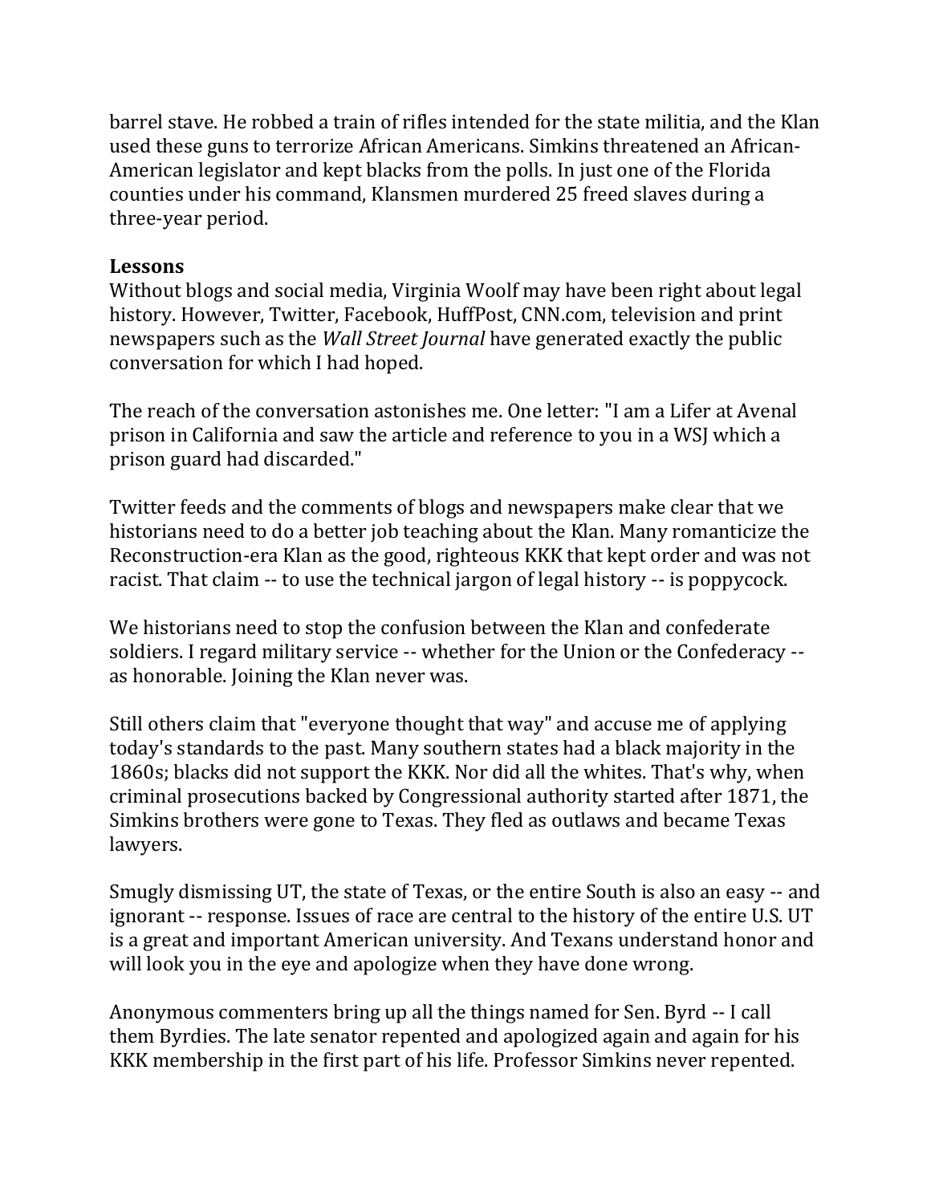barrel stave. He robbed a train of rifles intended for the state militia, and the Klan used these guns to terrorize African Americans. Simkins threatened an African-American legislator and kept blacks from the polls. In just one of the Florida counties under his command, Klansmen murdered 25 freed slaves during a three-year period.

**Lessons**

Without blogs and social media, Virginia Woolf may have been right about legal history. However, Twitter, Facebook, HuffPost, CNN.com, television and print newspapers such as the *Wall Street Journal* have generated exactly the public conversation for which I had hoped.

The reach of the conversation astonishes me. One letter: "I am a Lifer at Avenal prison in California and saw the article and reference to you in a WSJ which a prison guard had discarded."

Twitter feeds and the comments of blogs and newspapers make clear that we historians need to do a better job teaching about the Klan. Many romanticize the Reconstruction-era Klan as the good, righteous KKK that kept order and was not racist. That claim -- to use the technical jargon of legal history -- is poppycock.

We historians need to stop the confusion between the Klan and confederate soldiers. I regard military service -- whether for the Union or the Confederacy -- as honorable. Joining the Klan never was.

Still others claim that "everyone thought that way" and accuse me of applying today's standards to the past. Many southern states had a black majority in the 1860s; blacks did not support the KKK. Nor did all the whites. That's why, when criminal prosecutions backed by Congressional authority started after 1871, the Simkins brothers were gone to Texas. They fled as outlaws and became Texas lawyers.

Smugly dismissing UT, the state of Texas, or the entire South is also an easy -- and ignorant -- response. Issues of race are central to the history of the entire U.S. UT is a great and important American university. And Texans understand honor and will look you in the eye and apologize when they have done wrong.

Anonymous commenters bring up all the things named for Sen. Byrd -- I call them Byrdies. The late senator repented and apologized again and again for his KKK membership in the first part of his life. Professor Simkins never repented.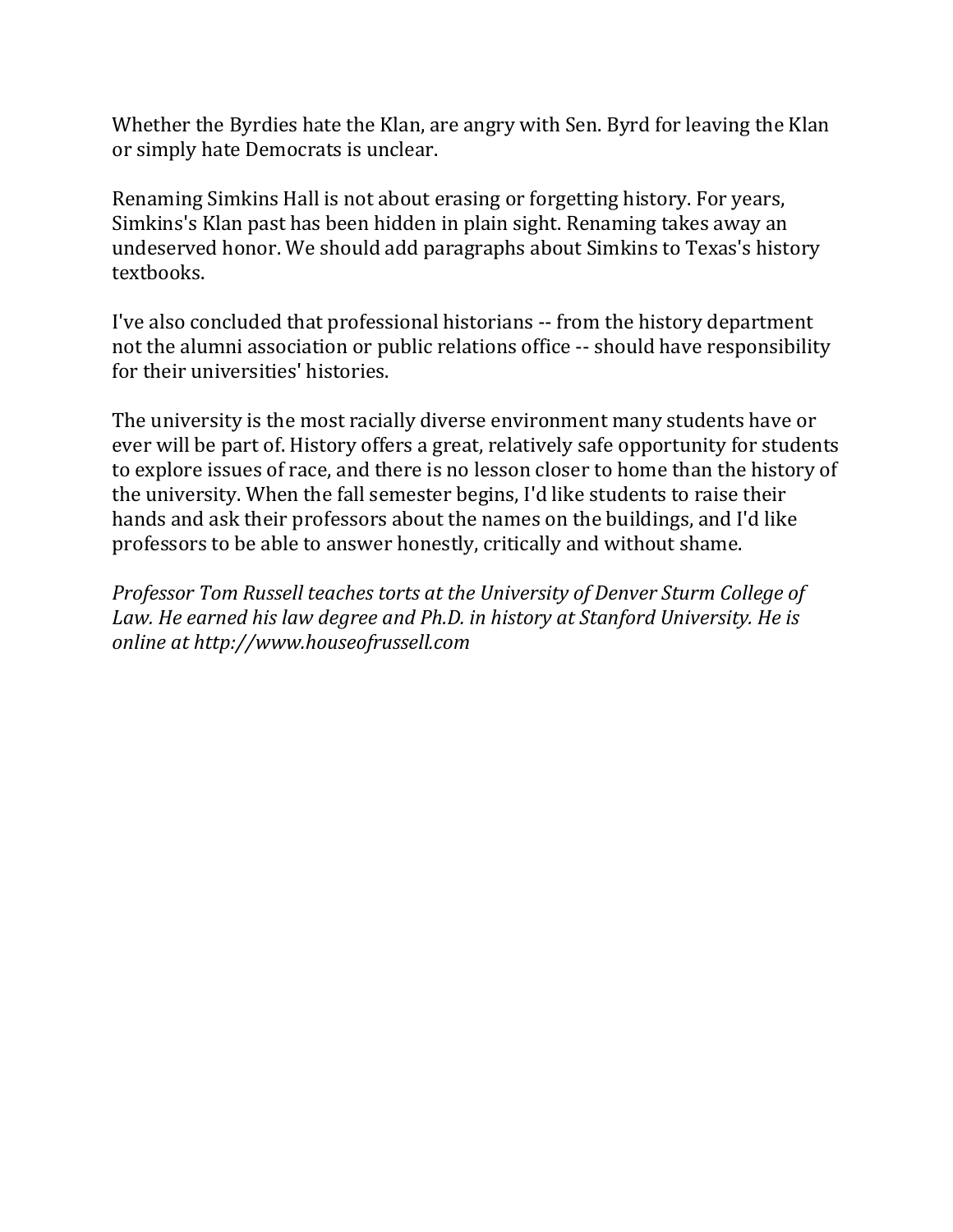Whether the Byrdies hate the Klan, are angry with Sen. Byrd for leaving the Klan or simply hate Democrats is unclear.

Renaming Simkins Hall is not about erasing or forgetting history. For years, Simkins's Klan past has been hidden in plain sight. Renaming takes away an undeserved honor. We should add paragraphs about Simkins to Texas's history textbooks.

I've also concluded that professional historians -- from the history department not the alumni association or public relations office -- should have responsibility for their universities' histories.

The university is the most racially diverse environment many students have or ever will be part of. History offers a great, relatively safe opportunity for students to explore issues of race, and there is no lesson closer to home than the history of the university. When the fall semester begins, I'd like students to raise their hands and ask their professors about the names on the buildings, and I'd like professors to be able to answer honestly, critically and without shame.

*Professor Tom Russell teaches torts at the University of Denver Sturm College of Law. He earned his law degree and Ph.D. in history at Stanford University. He is online at http://www.houseofrussell.com*